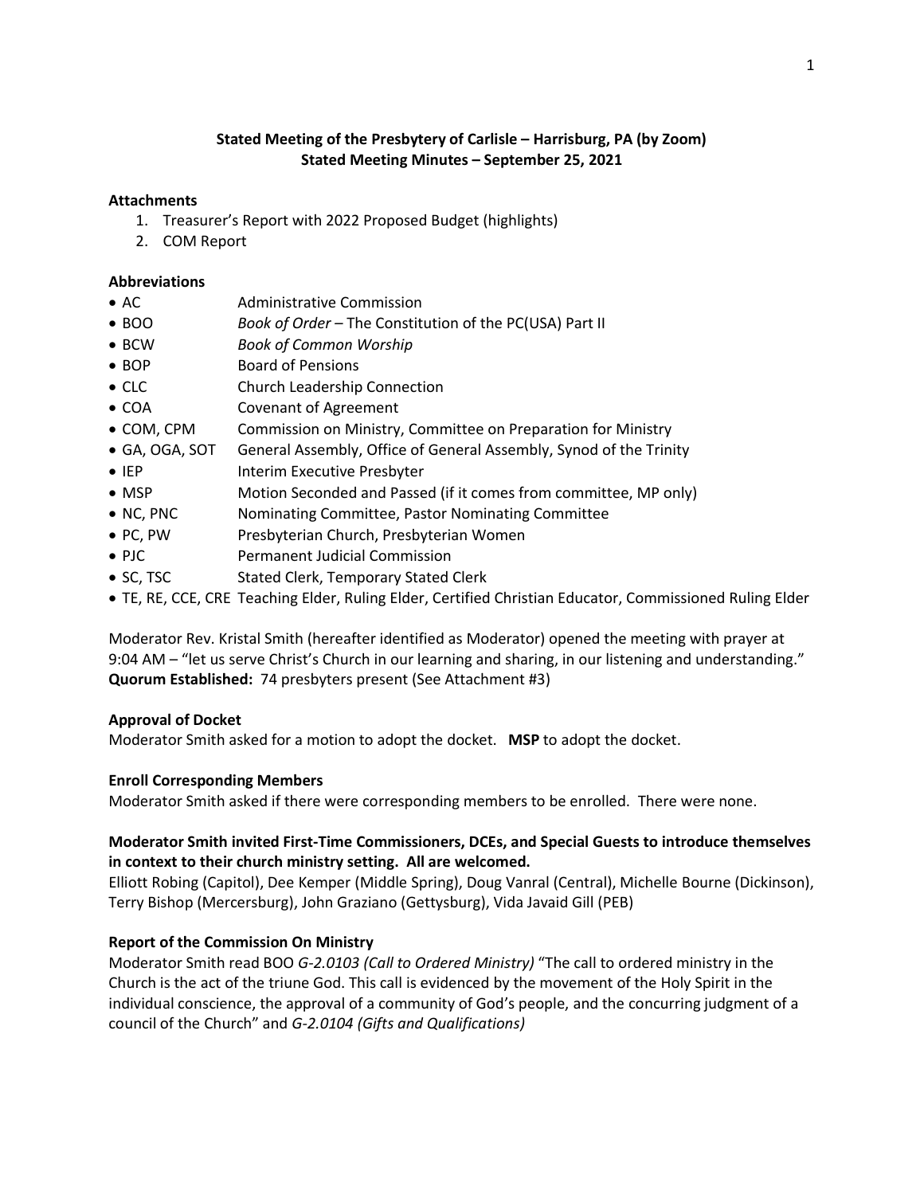**Stated Meeting of the Presbytery of Carlisle – Harrisburg, PA (by Zoom)**
**Stated Meeting Minutes – September 25, 2021**

**Attachments**

1. Treasurer's Report with 2022 Proposed Budget (highlights)
2. COM Report

**Abbreviations**

- AC Administrative Commission
- BOO *Book of Order* – The Constitution of the PC(USA) Part II
- BCW *Book of Common Worship*
- BOP Board of Pensions
- CLC Church Leadership Connection
- COA Covenant of Agreement
- COM, CPM Commission on Ministry, Committee on Preparation for Ministry
- GA, OGA, SOT General Assembly, Office of General Assembly, Synod of the Trinity
- IEP Interim Executive Presbyter
- MSP Motion Seconded and Passed (if it comes from committee, MP only)
- NC, PNC Nominating Committee, Pastor Nominating Committee
- PC, PW Presbyterian Church, Presbyterian Women
- PJC Permanent Judicial Commission
- SC, TSC Stated Clerk, Temporary Stated Clerk
- TE, RE, CCE, CRE Teaching Elder, Ruling Elder, Certified Christian Educator, Commissioned Ruling Elder

Moderator Rev. Kristal Smith (hereafter identified as Moderator) opened the meeting with prayer at 9:04 AM – "let us serve Christ's Church in our learning and sharing, in our listening and understanding."
**Quorum Established:** 74 presbyters present (See Attachment #3)

**Approval of Docket**

Moderator Smith asked for a motion to adopt the docket. **MSP** to adopt the docket.

**Enroll Corresponding Members**

Moderator Smith asked if there were corresponding members to be enrolled. There were none.

**Moderator Smith invited First-Time Commissioners, DCEs, and Special Guests to introduce themselves in context to their church ministry setting. All are welcomed.**

Elliott Robing (Capitol), Dee Kemper (Middle Spring), Doug Vanral (Central), Michelle Bourne (Dickinson), Terry Bishop (Mercersburg), John Graziano (Gettysburg), Vida Javaid Gill (PEB)

**Report of the Commission On Ministry**

Moderator Smith read BOO *G-2.0103 (Call to Ordered Ministry)* "The call to ordered ministry in the Church is the act of the triune God. This call is evidenced by the movement of the Holy Spirit in the individual conscience, the approval of a community of God's people, and the concurring judgment of a council of the Church" and *G-2.0104 (Gifts and Qualifications)*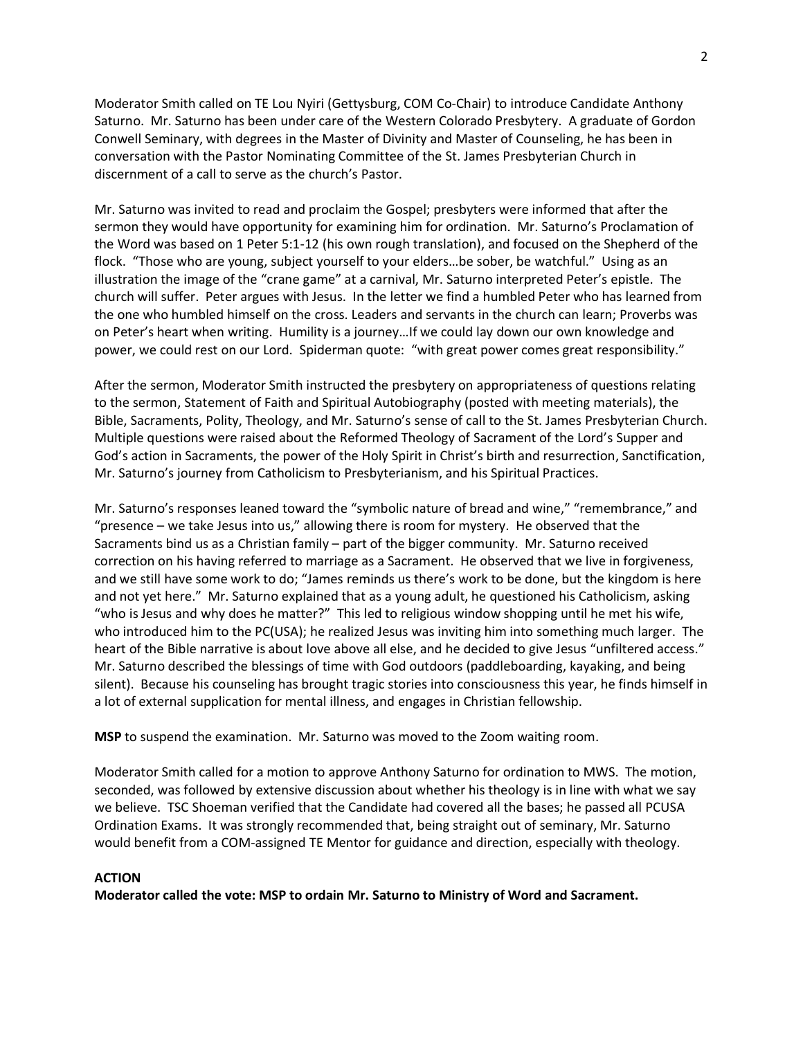Moderator Smith called on TE Lou Nyiri (Gettysburg, COM Co-Chair) to introduce Candidate Anthony Saturno. Mr. Saturno has been under care of the Western Colorado Presbytery. A graduate of Gordon Conwell Seminary, with degrees in the Master of Divinity and Master of Counseling, he has been in conversation with the Pastor Nominating Committee of the St. James Presbyterian Church in discernment of a call to serve as the church's Pastor.

Mr. Saturno was invited to read and proclaim the Gospel; presbyters were informed that after the sermon they would have opportunity for examining him for ordination. Mr. Saturno's Proclamation of the Word was based on 1 Peter 5:1-12 (his own rough translation), and focused on the Shepherd of the flock. "Those who are young, subject yourself to your elders…be sober, be watchful." Using as an illustration the image of the "crane game" at a carnival, Mr. Saturno interpreted Peter's epistle. The church will suffer. Peter argues with Jesus. In the letter we find a humbled Peter who has learned from the one who humbled himself on the cross. Leaders and servants in the church can learn; Proverbs was on Peter's heart when writing. Humility is a journey…If we could lay down our own knowledge and power, we could rest on our Lord. Spiderman quote: "with great power comes great responsibility."

After the sermon, Moderator Smith instructed the presbytery on appropriateness of questions relating to the sermon, Statement of Faith and Spiritual Autobiography (posted with meeting materials), the Bible, Sacraments, Polity, Theology, and Mr. Saturno's sense of call to the St. James Presbyterian Church. Multiple questions were raised about the Reformed Theology of Sacrament of the Lord's Supper and God's action in Sacraments, the power of the Holy Spirit in Christ's birth and resurrection, Sanctification, Mr. Saturno's journey from Catholicism to Presbyterianism, and his Spiritual Practices.

Mr. Saturno's responses leaned toward the "symbolic nature of bread and wine," "remembrance," and "presence – we take Jesus into us," allowing there is room for mystery. He observed that the Sacraments bind us as a Christian family – part of the bigger community. Mr. Saturno received correction on his having referred to marriage as a Sacrament. He observed that we live in forgiveness, and we still have some work to do; "James reminds us there's work to be done, but the kingdom is here and not yet here." Mr. Saturno explained that as a young adult, he questioned his Catholicism, asking "who is Jesus and why does he matter?" This led to religious window shopping until he met his wife, who introduced him to the PC(USA); he realized Jesus was inviting him into something much larger. The heart of the Bible narrative is about love above all else, and he decided to give Jesus "unfiltered access." Mr. Saturno described the blessings of time with God outdoors (paddleboarding, kayaking, and being silent). Because his counseling has brought tragic stories into consciousness this year, he finds himself in a lot of external supplication for mental illness, and engages in Christian fellowship.

**MSP** to suspend the examination. Mr. Saturno was moved to the Zoom waiting room.

Moderator Smith called for a motion to approve Anthony Saturno for ordination to MWS. The motion, seconded, was followed by extensive discussion about whether his theology is in line with what we say we believe. TSC Shoeman verified that the Candidate had covered all the bases; he passed all PCUSA Ordination Exams. It was strongly recommended that, being straight out of seminary, Mr. Saturno would benefit from a COM-assigned TE Mentor for guidance and direction, especially with theology.

**ACTION**

**Moderator called the vote: MSP to ordain Mr. Saturno to Ministry of Word and Sacrament.**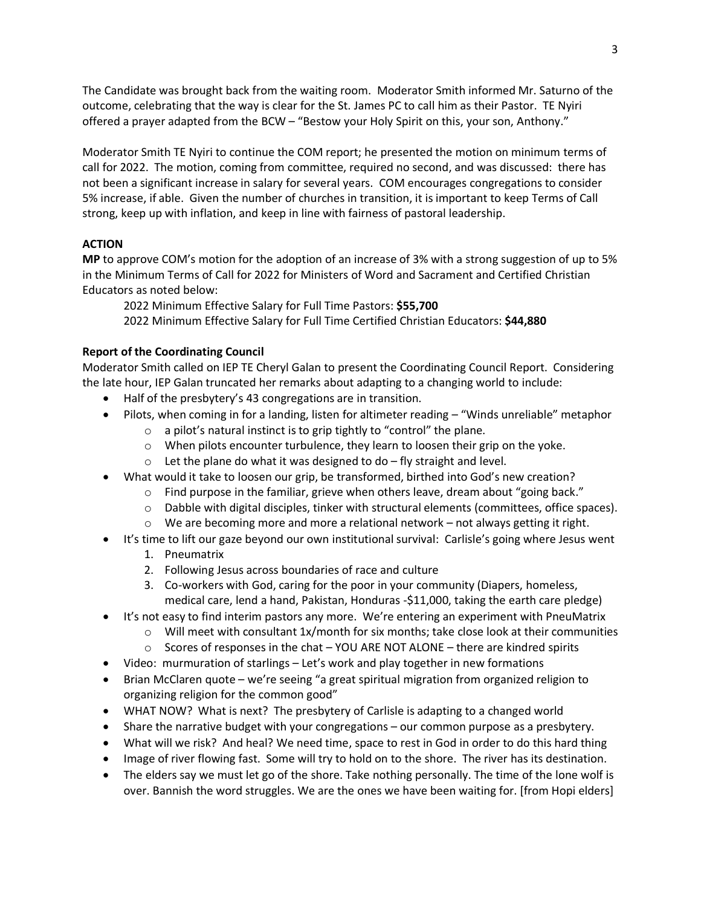The Candidate was brought back from the waiting room. Moderator Smith informed Mr. Saturno of the outcome, celebrating that the way is clear for the St. James PC to call him as their Pastor. TE Nyiri offered a prayer adapted from the BCW – "Bestow your Holy Spirit on this, your son, Anthony."

Moderator Smith TE Nyiri to continue the COM report; he presented the motion on minimum terms of call for 2022. The motion, coming from committee, required no second, and was discussed: there has not been a significant increase in salary for several years. COM encourages congregations to consider 5% increase, if able. Given the number of churches in transition, it is important to keep Terms of Call strong, keep up with inflation, and keep in line with fairness of pastoral leadership.

**ACTION**

**MP** to approve COM's motion for the adoption of an increase of 3% with a strong suggestion of up to 5% in the Minimum Terms of Call for 2022 for Ministers of Word and Sacrament and Certified Christian Educators as noted below:

2022 Minimum Effective Salary for Full Time Pastors: **$55,700**

2022 Minimum Effective Salary for Full Time Certified Christian Educators: **$44,880**

**Report of the Coordinating Council**

Moderator Smith called on IEP TE Cheryl Galan to present the Coordinating Council Report. Considering the late hour, IEP Galan truncated her remarks about adapting to a changing world to include:

- Half of the presbytery's 43 congregations are in transition.
- Pilots, when coming in for a landing, listen for altimeter reading – "Winds unreliable" metaphor
  - a pilot's natural instinct is to grip tightly to "control" the plane.
  - When pilots encounter turbulence, they learn to loosen their grip on the yoke.
  - Let the plane do what it was designed to do – fly straight and level.
- What would it take to loosen our grip, be transformed, birthed into God's new creation?
  - Find purpose in the familiar, grieve when others leave, dream about "going back."
  - Dabble with digital disciples, tinker with structural elements (committees, office spaces).
  - We are becoming more and more a relational network – not always getting it right.
- It's time to lift our gaze beyond our own institutional survival: Carlisle's going where Jesus went
  1. Pneumatrix
  2. Following Jesus across boundaries of race and culture
  3. Co-workers with God, caring for the poor in your community (Diapers, homeless, medical care, lend a hand, Pakistan, Honduras -$11,000, taking the earth care pledge)
- It's not easy to find interim pastors any more. We're entering an experiment with PneuMatrix
  - Will meet with consultant 1x/month for six months; take close look at their communities
  - Scores of responses in the chat – YOU ARE NOT ALONE – there are kindred spirits
- Video: murmuration of starlings – Let's work and play together in new formations
- Brian McClaren quote – we're seeing "a great spiritual migration from organized religion to organizing religion for the common good"
- WHAT NOW? What is next? The presbytery of Carlisle is adapting to a changed world
- Share the narrative budget with your congregations – our common purpose as a presbytery.
- What will we risk? And heal? We need time, space to rest in God in order to do this hard thing
- Image of river flowing fast. Some will try to hold on to the shore. The river has its destination.
- The elders say we must let go of the shore. Take nothing personally. The time of the lone wolf is over. Bannish the word struggles. We are the ones we have been waiting for. [from Hopi elders]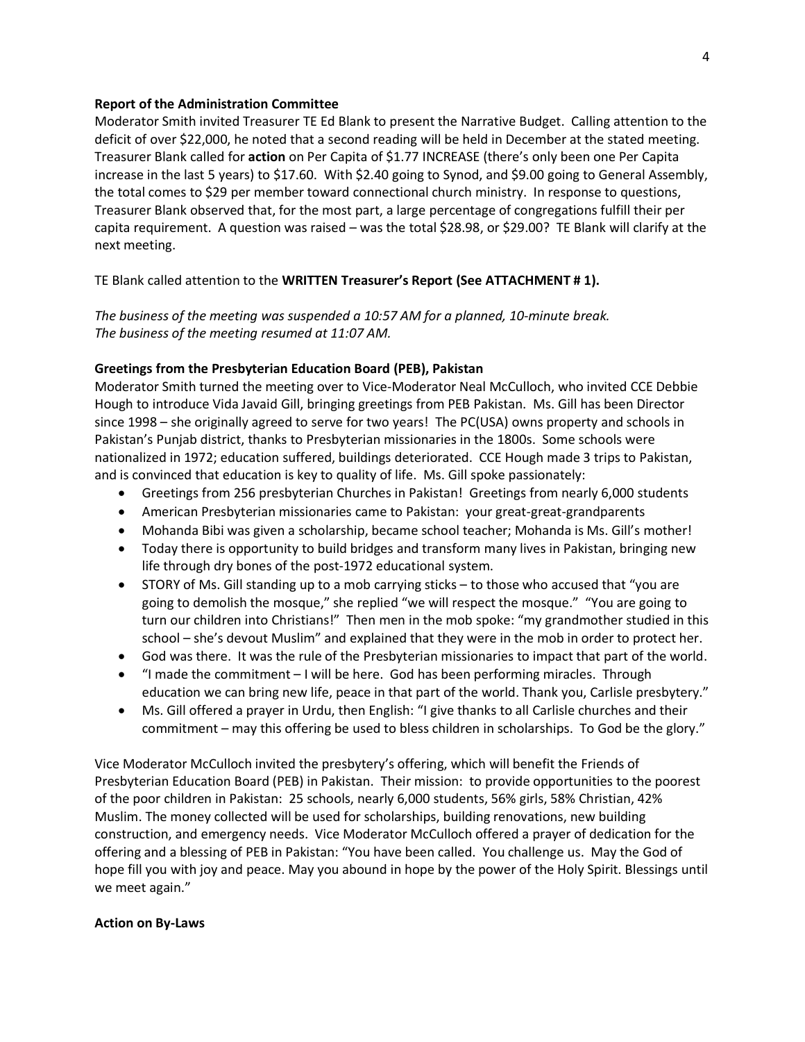**Report of the Administration Committee**

Moderator Smith invited Treasurer TE Ed Blank to present the Narrative Budget. Calling attention to the deficit of over $22,000, he noted that a second reading will be held in December at the stated meeting. Treasurer Blank called for **action** on Per Capita of $1.77 INCREASE (there's only been one Per Capita increase in the last 5 years) to $17.60. With $2.40 going to Synod, and $9.00 going to General Assembly, the total comes to $29 per member toward connectional church ministry. In response to questions, Treasurer Blank observed that, for the most part, a large percentage of congregations fulfill their per capita requirement. A question was raised – was the total $28.98, or $29.00? TE Blank will clarify at the next meeting.

TE Blank called attention to the **WRITTEN Treasurer's Report (See ATTACHMENT # 1).**

*The business of the meeting was suspended a 10:57 AM for a planned, 10-minute break.*
*The business of the meeting resumed at 11:07 AM.*

**Greetings from the Presbyterian Education Board (PEB), Pakistan**

Moderator Smith turned the meeting over to Vice-Moderator Neal McCulloch, who invited CCE Debbie Hough to introduce Vida Javaid Gill, bringing greetings from PEB Pakistan. Ms. Gill has been Director since 1998 – she originally agreed to serve for two years! The PC(USA) owns property and schools in Pakistan's Punjab district, thanks to Presbyterian missionaries in the 1800s. Some schools were nationalized in 1972; education suffered, buildings deteriorated. CCE Hough made 3 trips to Pakistan, and is convinced that education is key to quality of life. Ms. Gill spoke passionately:

- Greetings from 256 presbyterian Churches in Pakistan! Greetings from nearly 6,000 students
- American Presbyterian missionaries came to Pakistan: your great-great-grandparents
- Mohanda Bibi was given a scholarship, became school teacher; Mohanda is Ms. Gill's mother!
- Today there is opportunity to build bridges and transform many lives in Pakistan, bringing new life through dry bones of the post-1972 educational system.
- STORY of Ms. Gill standing up to a mob carrying sticks – to those who accused that "you are going to demolish the mosque," she replied "we will respect the mosque." "You are going to turn our children into Christians!" Then men in the mob spoke: "my grandmother studied in this school – she's devout Muslim" and explained that they were in the mob in order to protect her.
- God was there. It was the rule of the Presbyterian missionaries to impact that part of the world.
- "I made the commitment – I will be here. God has been performing miracles. Through education we can bring new life, peace in that part of the world. Thank you, Carlisle presbytery."
- Ms. Gill offered a prayer in Urdu, then English: "I give thanks to all Carlisle churches and their commitment – may this offering be used to bless children in scholarships. To God be the glory."

Vice Moderator McCulloch invited the presbytery's offering, which will benefit the Friends of Presbyterian Education Board (PEB) in Pakistan. Their mission: to provide opportunities to the poorest of the poor children in Pakistan: 25 schools, nearly 6,000 students, 56% girls, 58% Christian, 42% Muslim. The money collected will be used for scholarships, building renovations, new building construction, and emergency needs. Vice Moderator McCulloch offered a prayer of dedication for the offering and a blessing of PEB in Pakistan: "You have been called. You challenge us. May the God of hope fill you with joy and peace. May you abound in hope by the power of the Holy Spirit. Blessings until we meet again."

**Action on By-Laws**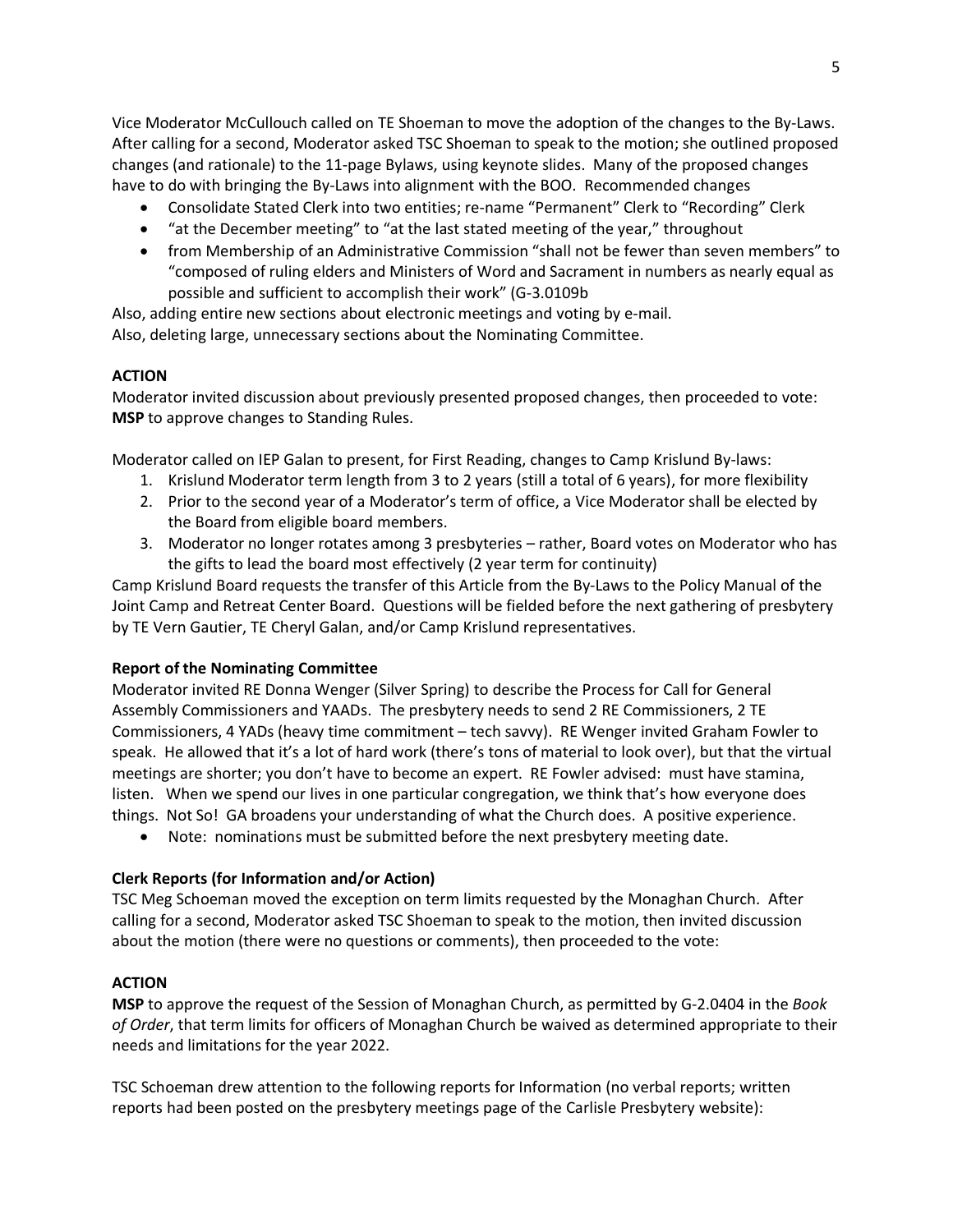Vice Moderator McCullouch called on TE Shoeman to move the adoption of the changes to the By-Laws. After calling for a second, Moderator asked TSC Shoeman to speak to the motion; she outlined proposed changes (and rationale) to the 11-page Bylaws, using keynote slides. Many of the proposed changes have to do with bringing the By-Laws into alignment with the BOO. Recommended changes

- Consolidate Stated Clerk into two entities; re-name "Permanent" Clerk to "Recording" Clerk
- "at the December meeting" to "at the last stated meeting of the year," throughout
- from Membership of an Administrative Commission "shall not be fewer than seven members" to "composed of ruling elders and Ministers of Word and Sacrament in numbers as nearly equal as possible and sufficient to accomplish their work" (G-3.0109b

Also, adding entire new sections about electronic meetings and voting by e-mail.
Also, deleting large, unnecessary sections about the Nominating Committee.

**ACTION**

Moderator invited discussion about previously presented proposed changes, then proceeded to vote: **MSP** to approve changes to Standing Rules.

Moderator called on IEP Galan to present, for First Reading, changes to Camp Krislund By-laws:

1. Krislund Moderator term length from 3 to 2 years (still a total of 6 years), for more flexibility
2. Prior to the second year of a Moderator's term of office, a Vice Moderator shall be elected by the Board from eligible board members.
3. Moderator no longer rotates among 3 presbyteries – rather, Board votes on Moderator who has the gifts to lead the board most effectively (2 year term for continuity)

Camp Krislund Board requests the transfer of this Article from the By-Laws to the Policy Manual of the Joint Camp and Retreat Center Board. Questions will be fielded before the next gathering of presbytery by TE Vern Gautier, TE Cheryl Galan, and/or Camp Krislund representatives.

**Report of the Nominating Committee**

Moderator invited RE Donna Wenger (Silver Spring) to describe the Process for Call for General Assembly Commissioners and YAADs. The presbytery needs to send 2 RE Commissioners, 2 TE Commissioners, 4 YADs (heavy time commitment – tech savvy). RE Wenger invited Graham Fowler to speak. He allowed that it's a lot of hard work (there's tons of material to look over), but that the virtual meetings are shorter; you don't have to become an expert. RE Fowler advised: must have stamina, listen. When we spend our lives in one particular congregation, we think that's how everyone does things. Not So! GA broadens your understanding of what the Church does. A positive experience.

- Note: nominations must be submitted before the next presbytery meeting date.

**Clerk Reports (for Information and/or Action)**

TSC Meg Schoeman moved the exception on term limits requested by the Monaghan Church. After calling for a second, Moderator asked TSC Shoeman to speak to the motion, then invited discussion about the motion (there were no questions or comments), then proceeded to the vote:

**ACTION**

**MSP** to approve the request of the Session of Monaghan Church, as permitted by G-2.0404 in the *Book of Order*, that term limits for officers of Monaghan Church be waived as determined appropriate to their needs and limitations for the year 2022.

TSC Schoeman drew attention to the following reports for Information (no verbal reports; written reports had been posted on the presbytery meetings page of the Carlisle Presbytery website):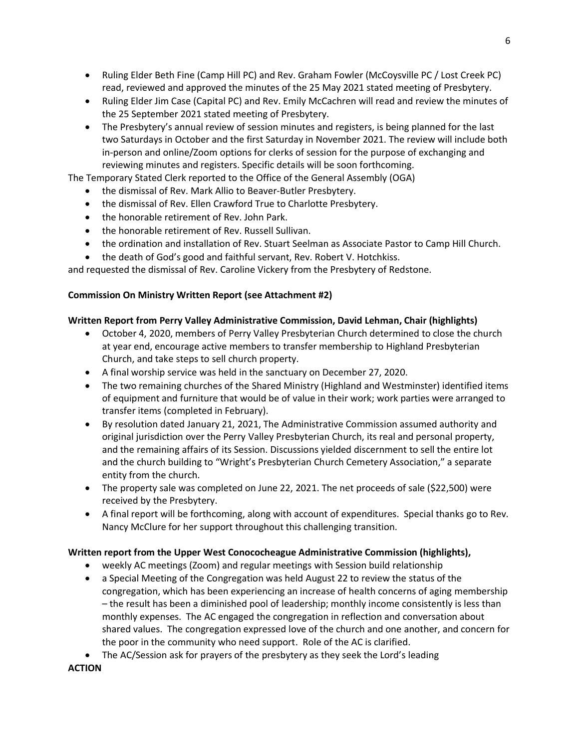- Ruling Elder Beth Fine (Camp Hill PC) and Rev. Graham Fowler (McCoysville PC / Lost Creek PC) read, reviewed and approved the minutes of the 25 May 2021 stated meeting of Presbytery.
- Ruling Elder Jim Case (Capital PC) and Rev. Emily McCachren will read and review the minutes of the 25 September 2021 stated meeting of Presbytery.
- The Presbytery's annual review of session minutes and registers, is being planned for the last two Saturdays in October and the first Saturday in November 2021. The review will include both in-person and online/Zoom options for clerks of session for the purpose of exchanging and reviewing minutes and registers. Specific details will be soon forthcoming.

The Temporary Stated Clerk reported to the Office of the General Assembly (OGA)

- the dismissal of Rev. Mark Allio to Beaver-Butler Presbytery.
- the dismissal of Rev. Ellen Crawford True to Charlotte Presbytery.
- the honorable retirement of Rev. John Park.
- the honorable retirement of Rev. Russell Sullivan.
- the ordination and installation of Rev. Stuart Seelman as Associate Pastor to Camp Hill Church.
- the death of God's good and faithful servant, Rev. Robert V. Hotchkiss.

and requested the dismissal of Rev. Caroline Vickery from the Presbytery of Redstone.

**Commission On Ministry Written Report (see Attachment #2)**

**Written Report from Perry Valley Administrative Commission, David Lehman, Chair (highlights)**

- October 4, 2020, members of Perry Valley Presbyterian Church determined to close the church at year end, encourage active members to transfer membership to Highland Presbyterian Church, and take steps to sell church property.
- A final worship service was held in the sanctuary on December 27, 2020.
- The two remaining churches of the Shared Ministry (Highland and Westminster) identified items of equipment and furniture that would be of value in their work; work parties were arranged to transfer items (completed in February).
- By resolution dated January 21, 2021, The Administrative Commission assumed authority and original jurisdiction over the Perry Valley Presbyterian Church, its real and personal property, and the remaining affairs of its Session. Discussions yielded discernment to sell the entire lot and the church building to "Wright's Presbyterian Church Cemetery Association," a separate entity from the church.
- The property sale was completed on June 22, 2021. The net proceeds of sale ($22,500) were received by the Presbytery.
- A final report will be forthcoming, along with account of expenditures. Special thanks go to Rev. Nancy McClure for her support throughout this challenging transition.

**Written report from the Upper West Conococheague Administrative Commission (highlights),**

- weekly AC meetings (Zoom) and regular meetings with Session build relationship
- a Special Meeting of the Congregation was held August 22 to review the status of the congregation, which has been experiencing an increase of health concerns of aging membership – the result has been a diminished pool of leadership; monthly income consistently is less than monthly expenses. The AC engaged the congregation in reflection and conversation about shared values. The congregation expressed love of the church and one another, and concern for the poor in the community who need support. Role of the AC is clarified.
- The AC/Session ask for prayers of the presbytery as they seek the Lord's leading

**ACTION**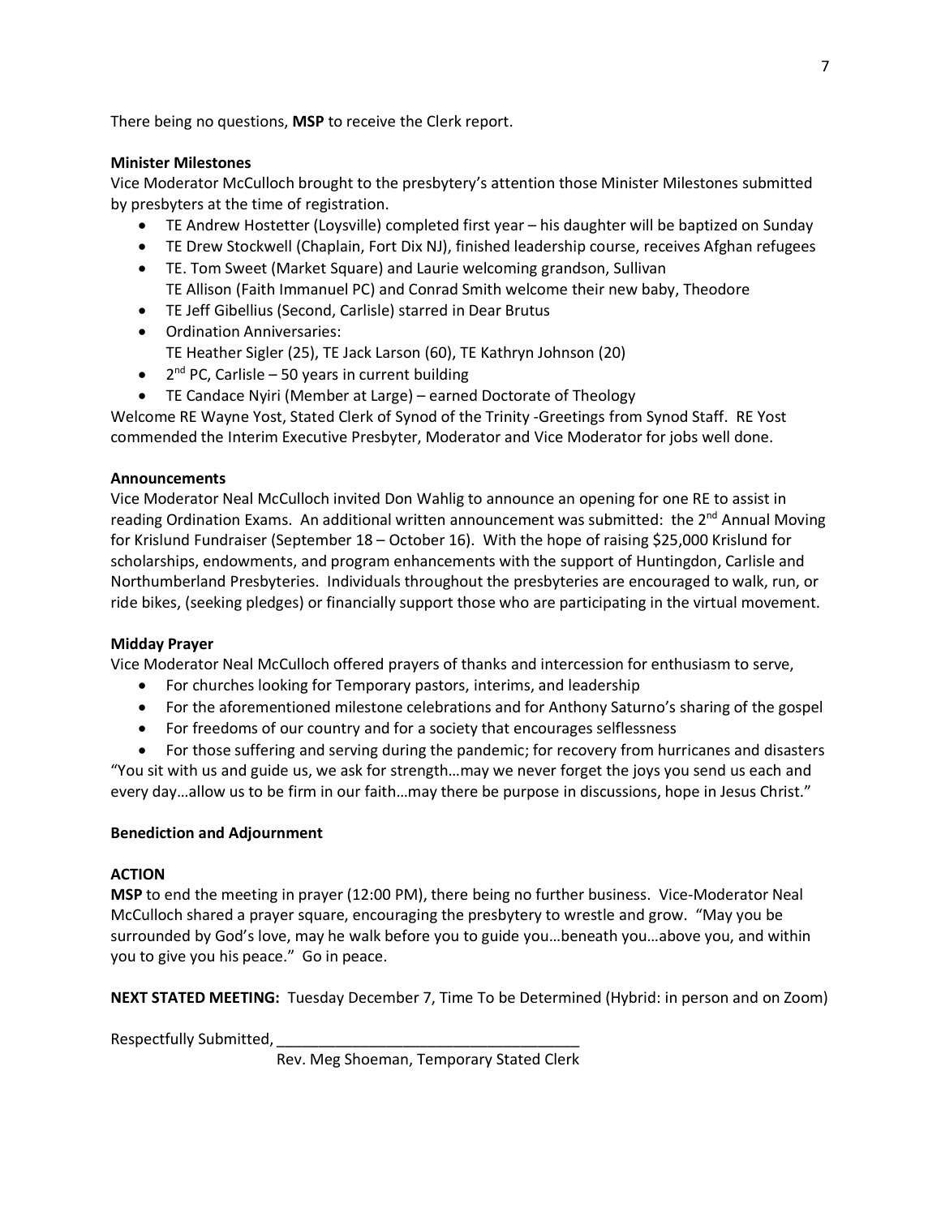There being no questions, **MSP** to receive the Clerk report.

**Minister Milestones**

Vice Moderator McCulloch brought to the presbytery's attention those Minister Milestones submitted by presbyters at the time of registration.

- TE Andrew Hostetter (Loysville) completed first year – his daughter will be baptized on Sunday
- TE Drew Stockwell (Chaplain, Fort Dix NJ), finished leadership course, receives Afghan refugees
- TE. Tom Sweet (Market Square) and Laurie welcoming grandson, Sullivan
  TE Allison (Faith Immanuel PC) and Conrad Smith welcome their new baby, Theodore
- TE Jeff Gibellius (Second, Carlisle) starred in Dear Brutus
- Ordination Anniversaries:
  TE Heather Sigler (25), TE Jack Larson (60), TE Kathryn Johnson (20)
- 2nd PC, Carlisle – 50 years in current building
- TE Candace Nyiri (Member at Large) – earned Doctorate of Theology

Welcome RE Wayne Yost, Stated Clerk of Synod of the Trinity -Greetings from Synod Staff. RE Yost commended the Interim Executive Presbyter, Moderator and Vice Moderator for jobs well done.

**Announcements**

Vice Moderator Neal McCulloch invited Don Wahlig to announce an opening for one RE to assist in reading Ordination Exams. An additional written announcement was submitted: the 2nd Annual Moving for Krislund Fundraiser (September 18 – October 16). With the hope of raising $25,000 Krislund for scholarships, endowments, and program enhancements with the support of Huntingdon, Carlisle and Northumberland Presbyteries. Individuals throughout the presbyteries are encouraged to walk, run, or ride bikes, (seeking pledges) or financially support those who are participating in the virtual movement.

**Midday Prayer**

Vice Moderator Neal McCulloch offered prayers of thanks and intercession for enthusiasm to serve,

- For churches looking for Temporary pastors, interims, and leadership
- For the aforementioned milestone celebrations and for Anthony Saturno's sharing of the gospel
- For freedoms of our country and for a society that encourages selflessness
- For those suffering and serving during the pandemic; for recovery from hurricanes and disasters

"You sit with us and guide us, we ask for strength…may we never forget the joys you send us each and every day…allow us to be firm in our faith…may there be purpose in discussions, hope in Jesus Christ."

**Benediction and Adjournment**

**ACTION**

**MSP** to end the meeting in prayer (12:00 PM), there being no further business. Vice-Moderator Neal McCulloch shared a prayer square, encouraging the presbytery to wrestle and grow. "May you be surrounded by God's love, may he walk before you to guide you…beneath you…above you, and within you to give you his peace." Go in peace.

**NEXT STATED MEETING:** Tuesday December 7, Time To be Determined (Hybrid: in person and on Zoom)

Respectfully Submitted, ___________________________________

Rev. Meg Shoeman, Temporary Stated Clerk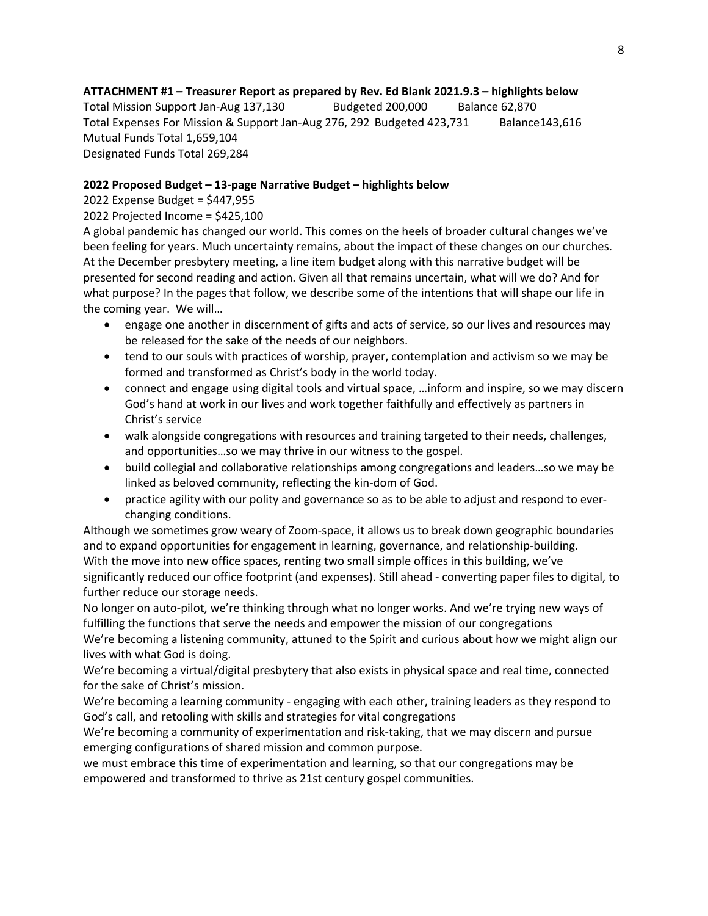**ATTACHMENT #1 – Treasurer Report as prepared by Rev. Ed Blank 2021.9.3 – highlights below**

Total Mission Support Jan-Aug 137,130 Budgeted 200,000 Balance 62,870
Total Expenses For Mission & Support Jan-Aug 276, 292 Budgeted 423,731 Balance143,616
Mutual Funds Total 1,659,104
Designated Funds Total 269,284

**2022 Proposed Budget – 13-page Narrative Budget – highlights below**

2022 Expense Budget = $447,955
2022 Projected Income = $425,100

A global pandemic has changed our world. This comes on the heels of broader cultural changes we've been feeling for years. Much uncertainty remains, about the impact of these changes on our churches. At the December presbytery meeting, a line item budget along with this narrative budget will be presented for second reading and action. Given all that remains uncertain, what will we do? And for what purpose? In the pages that follow, we describe some of the intentions that will shape our life in the coming year. We will…

- engage one another in discernment of gifts and acts of service, so our lives and resources may be released for the sake of the needs of our neighbors.
- tend to our souls with practices of worship, prayer, contemplation and activism so we may be formed and transformed as Christ's body in the world today.
- connect and engage using digital tools and virtual space, …inform and inspire, so we may discern God's hand at work in our lives and work together faithfully and effectively as partners in Christ's service
- walk alongside congregations with resources and training targeted to their needs, challenges, and opportunities…so we may thrive in our witness to the gospel.
- build collegial and collaborative relationships among congregations and leaders…so we may be linked as beloved community, reflecting the kin-dom of God.
- practice agility with our polity and governance so as to be able to adjust and respond to ever-changing conditions.

Although we sometimes grow weary of Zoom-space, it allows us to break down geographic boundaries and to expand opportunities for engagement in learning, governance, and relationship-building.
With the move into new office spaces, renting two small simple offices in this building, we've significantly reduced our office footprint (and expenses). Still ahead - converting paper files to digital, to further reduce our storage needs.
No longer on auto-pilot, we're thinking through what no longer works. And we're trying new ways of fulfilling the functions that serve the needs and empower the mission of our congregations
We're becoming a listening community, attuned to the Spirit and curious about how we might align our lives with what God is doing.
We're becoming a virtual/digital presbytery that also exists in physical space and real time, connected for the sake of Christ's mission.
We're becoming a learning community - engaging with each other, training leaders as they respond to God's call, and retooling with skills and strategies for vital congregations
We're becoming a community of experimentation and risk-taking, that we may discern and pursue emerging configurations of shared mission and common purpose.
we must embrace this time of experimentation and learning, so that our congregations may be empowered and transformed to thrive as 21st century gospel communities.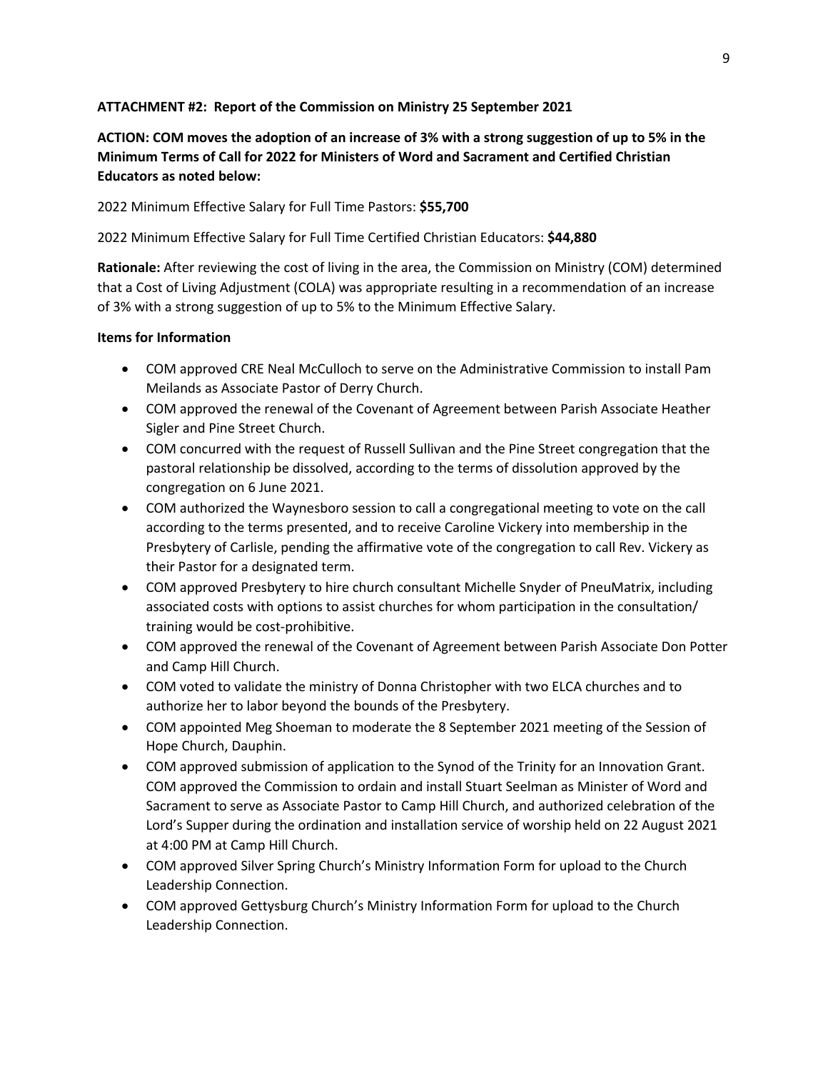**ATTACHMENT #2: Report of the Commission on Ministry 25 September 2021**

**ACTION: COM moves the adoption of an increase of 3% with a strong suggestion of up to 5% in the Minimum Terms of Call for 2022 for Ministers of Word and Sacrament and Certified Christian Educators as noted below:**

2022 Minimum Effective Salary for Full Time Pastors: **$55,700**

2022 Minimum Effective Salary for Full Time Certified Christian Educators: **$44,880**

**Rationale:** After reviewing the cost of living in the area, the Commission on Ministry (COM) determined that a Cost of Living Adjustment (COLA) was appropriate resulting in a recommendation of an increase of 3% with a strong suggestion of up to 5% to the Minimum Effective Salary.

**Items for Information**

- COM approved CRE Neal McCulloch to serve on the Administrative Commission to install Pam Meilands as Associate Pastor of Derry Church.
- COM approved the renewal of the Covenant of Agreement between Parish Associate Heather Sigler and Pine Street Church.
- COM concurred with the request of Russell Sullivan and the Pine Street congregation that the pastoral relationship be dissolved, according to the terms of dissolution approved by the congregation on 6 June 2021.
- COM authorized the Waynesboro session to call a congregational meeting to vote on the call according to the terms presented, and to receive Caroline Vickery into membership in the Presbytery of Carlisle, pending the affirmative vote of the congregation to call Rev. Vickery as their Pastor for a designated term.
- COM approved Presbytery to hire church consultant Michelle Snyder of PneuMatrix, including associated costs with options to assist churches for whom participation in the consultation/ training would be cost-prohibitive.
- COM approved the renewal of the Covenant of Agreement between Parish Associate Don Potter and Camp Hill Church.
- COM voted to validate the ministry of Donna Christopher with two ELCA churches and to authorize her to labor beyond the bounds of the Presbytery.
- COM appointed Meg Shoeman to moderate the 8 September 2021 meeting of the Session of Hope Church, Dauphin.
- COM approved submission of application to the Synod of the Trinity for an Innovation Grant. COM approved the Commission to ordain and install Stuart Seelman as Minister of Word and Sacrament to serve as Associate Pastor to Camp Hill Church, and authorized celebration of the Lord's Supper during the ordination and installation service of worship held on 22 August 2021 at 4:00 PM at Camp Hill Church.
- COM approved Silver Spring Church's Ministry Information Form for upload to the Church Leadership Connection.
- COM approved Gettysburg Church's Ministry Information Form for upload to the Church Leadership Connection.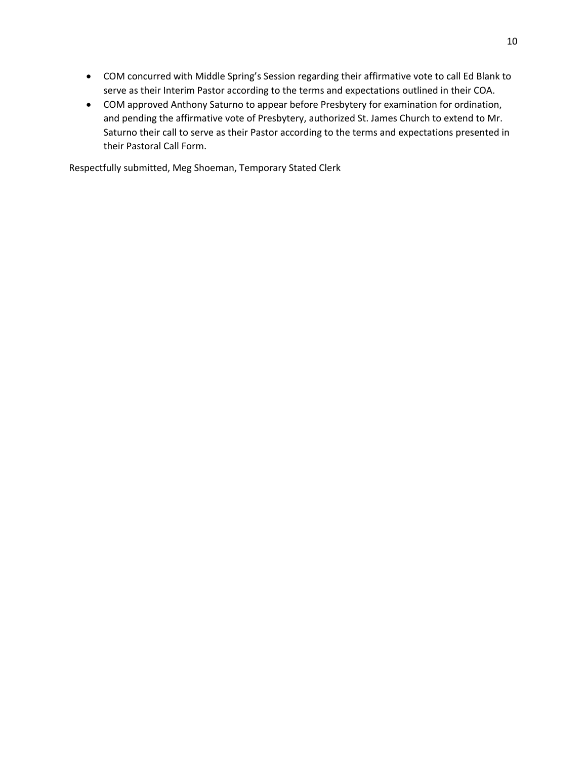- COM concurred with Middle Spring's Session regarding their affirmative vote to call Ed Blank to serve as their Interim Pastor according to the terms and expectations outlined in their COA.
- COM approved Anthony Saturno to appear before Presbytery for examination for ordination, and pending the affirmative vote of Presbytery, authorized St. James Church to extend to Mr. Saturno their call to serve as their Pastor according to the terms and expectations presented in their Pastoral Call Form.

Respectfully submitted, Meg Shoeman, Temporary Stated Clerk